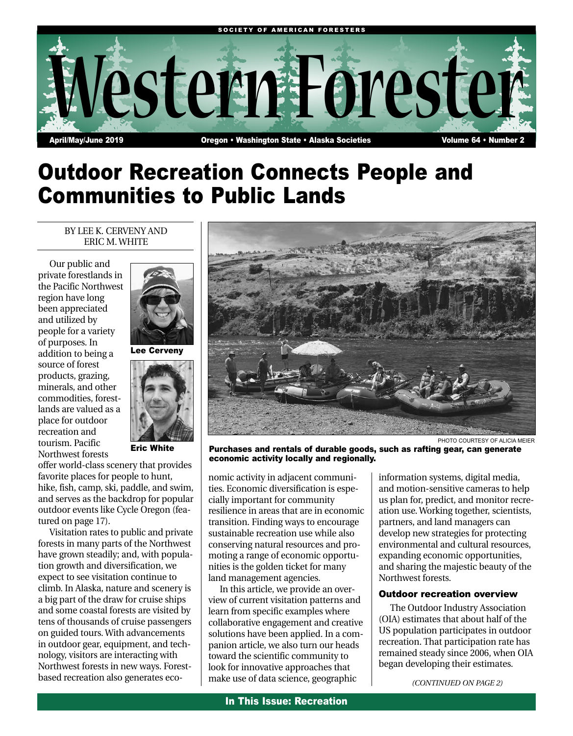# Outdoor Recreation Connects People and Communities to Public Lands

BY LEE K. CERVENY AND ERIC M. WHITE

Lee Cerveny

Eric White

Our public and private forestlands in the Pacific Northwest region have long been appreciated and utilized by people for a variety of purposes. In addition to being a source of forest products, grazing, minerals, and other commodities, forestlands are valued as a place for outdoor recreation and tourism. Pacific Northwest forests offer world-class scenery that provides favorite places for people to hunt, hike, fish, camp, ski, paddle, and swim, and serves as the backdrop for popular outdoor events like Cycle Oregon (featured on page 17).

Visitation rates to public and private forests in many parts of the Northwest have grown steadily; and, with population growth and diversification, we expect to see visitation continue to climb. In Alaska, nature and scenery is a big part of the draw for cruise ships and some coastal forests are visited by tens of thousands of cruise passengers on guided tours. With advancements in outdoor gear, equipment, and technology, visitors are interacting with Northwest forests in new ways. Forest-based recreation also generates economic activity in adjacent communities. Economic diversification is especially important for community resilience in areas that are in economic transition. Finding ways to encourage sustainable recreation use while also conserving natural resources and promoting a range of economic opportunities is the golden ticket for many land management agencies.

PHOTO COURTESY OF ALICIA MEIER

**Purchases and rentals of durable goods, such as rafting gear, can generate economic activity locally and regionally.**

In this article, we provide an overview of current visitation patterns and learn from specific examples where collaborative engagement and creative solutions have been applied. In a companion article, we also turn our heads toward the scientific community to look for innovative approaches that make use of data science, geographic information systems, digital media, and motion-sensitive cameras to help us plan for, predict, and monitor recreation use. Working together, scientists, partners, and land managers can develop new strategies for protecting environmental and cultural resources, expanding economic opportunities, and sharing the majestic beauty of the Northwest forests.

### Outdoor recreation overview

The Outdoor Industry Association (OIA) estimates that about half of the US population participates in outdoor recreation. That participation rate has remained steady since 2006, when OIA began developing their estimates.

*(CONTINUED ON PAGE 2)*

**In This Issue: Recreation**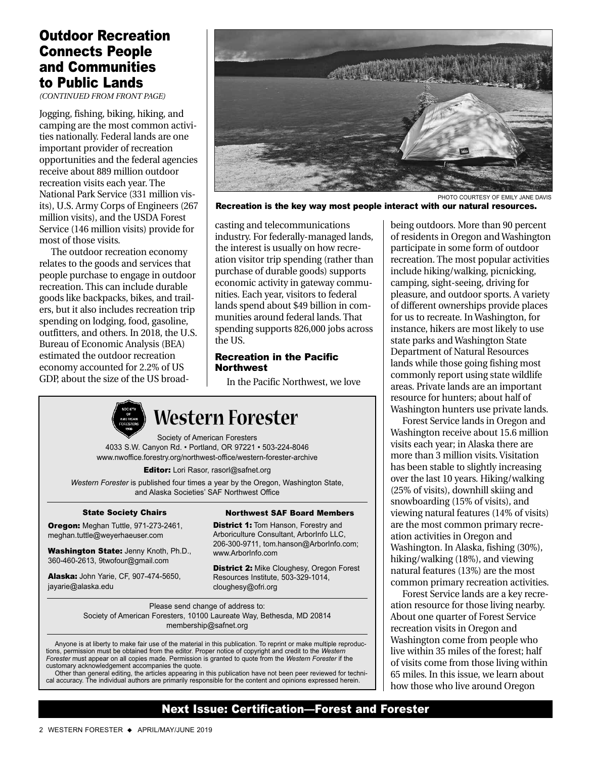## Outdoor Recreation Connects People and Communities to Public Lands

*(CONTINUED FROM FRONT PAGE)*

Jogging, fishing, biking, hiking, and camping are the most common activities nationally. Federal lands are one important provider of recreation opportunities and the federal agencies receive about 889 million outdoor recreation visits each year. The National Park Service (331 million visits), U.S. Army Corps of Engineers (267 million visits), and the USDA Forest Service (146 million visits) provide for most of those visits.

The outdoor recreation economy relates to the goods and services that people purchase to engage in outdoor recreation. This can include durable goods like backpacks, bikes, and trailers, but it also includes recreation trip spending on lodging, food, gasoline, outfitters, and others. In 2018, the U.S. Bureau of Economic Analysis (BEA) estimated the outdoor recreation economy accounted for 2.2% of US GDP, about the size of the US broadcasting and telecommunications industry. For federally-managed lands, the interest is usually on how recreation visitor trip spending (rather than purchase of durable goods) supports economic activity in gateway communities. Each year, visitors to federal lands spend about $49 billion in communities around federal lands. That spending supports 826,000 jobs across the US.

PHOTO COURTESY OF EMILY JANE DAVIS

**Recreation is the key way most people interact with our natural resources.**

### Recreation in the Pacific Northwest

In the Pacific Northwest, we love being outdoors. More than 90 percent of residents in Oregon and Washington participate in some form of outdoor recreation. The most popular activities include hiking/walking, picnicking, camping, sight-seeing, driving for pleasure, and outdoor sports. A variety of different ownerships provide places for us to recreate. In Washington, for instance, hikers are most likely to use state parks and Washington State Department of Natural Resources lands while those going fishing most commonly report using state wildlife areas. Private lands are an important resource for hunters; about half of Washington hunters use private lands.

Forest Service lands in Oregon and Washington receive about 15.6 million visits each year; in Alaska there are more than 3 million visits. Visitation has been stable to slightly increasing over the last 10 years. Hiking/walking (25% of visits), downhill skiing and snowboarding (15% of visits), and viewing natural features (14% of visits) are the most common primary recreation activities in Oregon and Washington. In Alaska, fishing (30%), hiking/walking (18%), and viewing natural features (13%) are the most common primary recreation activities.

Forest Service lands are a key recreation resource for those living nearby. About one quarter of Forest Service recreation visits in Oregon and Washington come from people who live within 35 miles of the forest; half of visits come from those living within 65 miles. In this issue, we learn about how those who live around Oregon

---

# Western Forester

Society of American Foresters
4033 S.W. Canyon Rd. • Portland, OR 97221 • 503-224-8046
www.nwoffice.forestry.org/northwest-office/western-forester-archive

**Editor:** Lori Rasor, rasorl@safnet.org

*Western Forester* is published four times a year by the Oregon, Washington State, and Alaska Societies' SAF Northwest Office

**State Society Chairs**

**Oregon:** Meghan Tuttle, 971-273-2461, meghan.tuttle@weyerhaeuser.com

**Washington State:** Jenny Knoth, Ph.D., 360-460-2613, 9twofour@gmail.com

**Alaska:** John Yarie, CF, 907-474-5650, jayarie@alaska.edu

**Northwest SAF Board Members**

**District 1:** Tom Hanson, Forestry and Arboriculture Consultant, ArborInfo LLC, 206-300-9711, tom.hanson@ArborInfo.com; www.ArborInfo.com

**District 2:** Mike Cloughesy, Oregon Forest Resources Institute, 503-329-1014, cloughesy@ofri.org

Please send change of address to:
Society of American Foresters, 10100 Laureate Way, Bethesda, MD 20814
membership@safnet.org

Anyone is at liberty to make fair use of the material in this publication. To reprint or make multiple reproductions, permission must be obtained from the editor. Proper notice of copyright and credit to the *Western Forester* must appear on all copies made. Permission is granted to quote from the *Western Forester* if the customary acknowledgement accompanies the quote.

Other than general editing, the articles appearing in this publication have not been peer reviewed for technical accuracy. The individual authors are primarily responsible for the content and opinions expressed herein.

**Next Issue: Certification—Forest and Forester**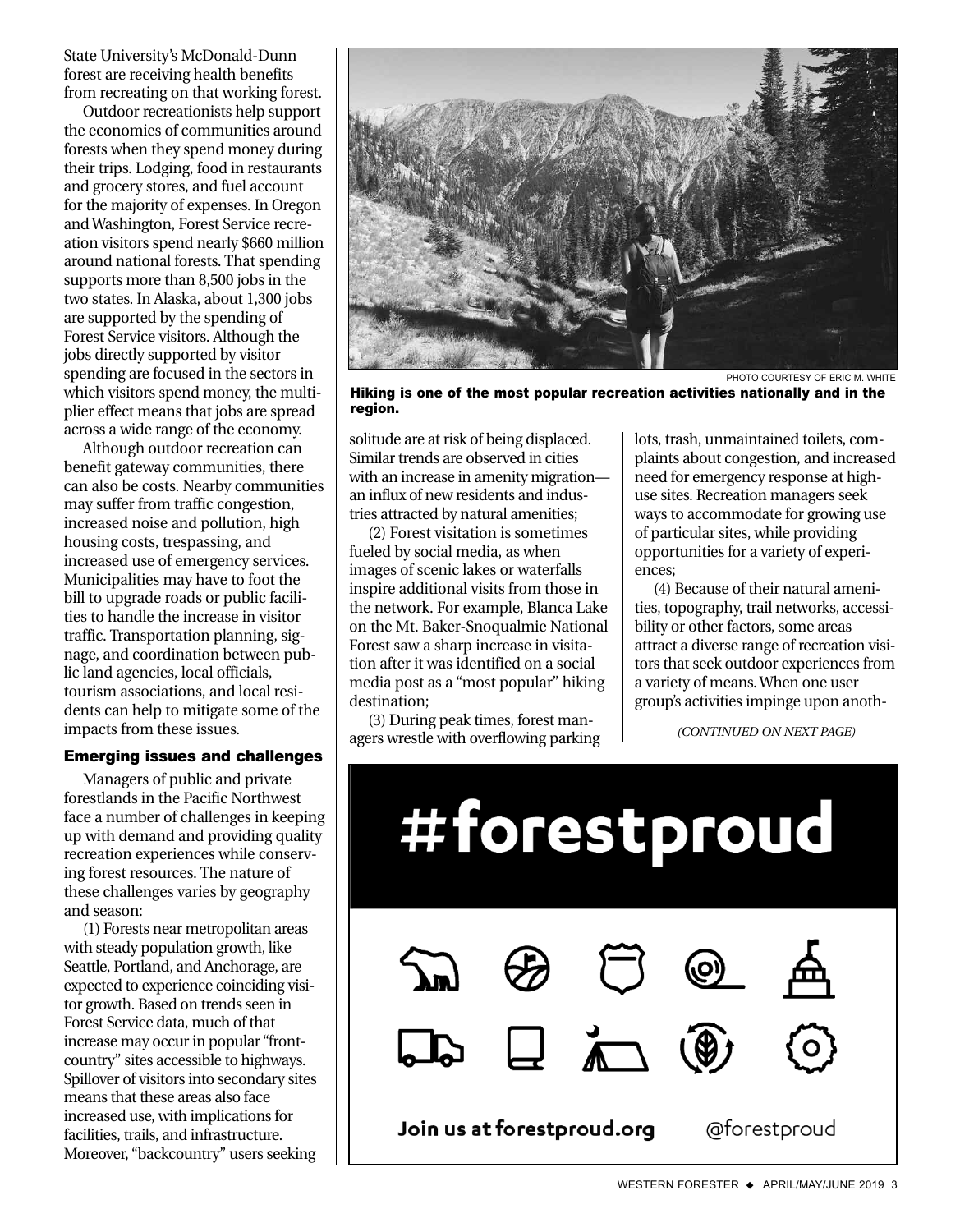State University's McDonald-Dunn forest are receiving health benefits from recreating on that working forest.

Outdoor recreationists help support the economies of communities around forests when they spend money during their trips. Lodging, food in restaurants and grocery stores, and fuel account for the majority of expenses. In Oregon and Washington, Forest Service recreation visitors spend nearly $660 million around national forests. That spending supports more than 8,500 jobs in the two states. In Alaska, about 1,300 jobs are supported by the spending of Forest Service visitors. Although the jobs directly supported by visitor spending are focused in the sectors in which visitors spend money, the multiplier effect means that jobs are spread across a wide range of the economy.

Although outdoor recreation can benefit gateway communities, there can also be costs. Nearby communities may suffer from traffic congestion, increased noise and pollution, high housing costs, trespassing, and increased use of emergency services. Municipalities may have to foot the bill to upgrade roads or public facilities to handle the increase in visitor traffic. Transportation planning, signage, and coordination between public land agencies, local officials, tourism associations, and local residents can help to mitigate some of the impacts from these issues.

## Emerging issues and challenges

Managers of public and private forestlands in the Pacific Northwest face a number of challenges in keeping up with demand and providing quality recreation experiences while conserving forest resources. The nature of these challenges varies by geography and season:

(1) Forests near metropolitan areas with steady population growth, like Seattle, Portland, and Anchorage, are expected to experience coinciding visitor growth. Based on trends seen in Forest Service data, much of that increase may occur in popular "frontcountry" sites accessible to highways. Spillover of visitors into secondary sites means that these areas also face increased use, with implications for facilities, trails, and infrastructure. Moreover, "backcountry" users seeking solitude are at risk of being displaced. Similar trends are observed in cities with an increase in amenity migration—an influx of new residents and industries attracted by natural amenities;

(2) Forest visitation is sometimes fueled by social media, as when images of scenic lakes or waterfalls inspire additional visits from those in the network. For example, Blanca Lake on the Mt. Baker-Snoqualmie National Forest saw a sharp increase in visitation after it was identified on a social media post as a "most popular" hiking destination;

(3) During peak times, forest managers wrestle with overflowing parking lots, trash, unmaintained toilets, complaints about congestion, and increased need for emergency response at high-use sites. Recreation managers seek ways to accommodate for growing use of particular sites, while providing opportunities for a variety of experiences;

(4) Because of their natural amenities, topography, trail networks, accessibility or other factors, some areas attract a diverse range of recreation visitors that seek outdoor experiences from a variety of means. When one user group's activities impinge upon anoth-

*(CONTINUED ON NEXT PAGE)*

PHOTO COURTESY OF ERIC M. WHITE

**Hiking is one of the most popular recreation activities nationally and in the region.**

#forestproud

Join us at forestproud.org @forestproud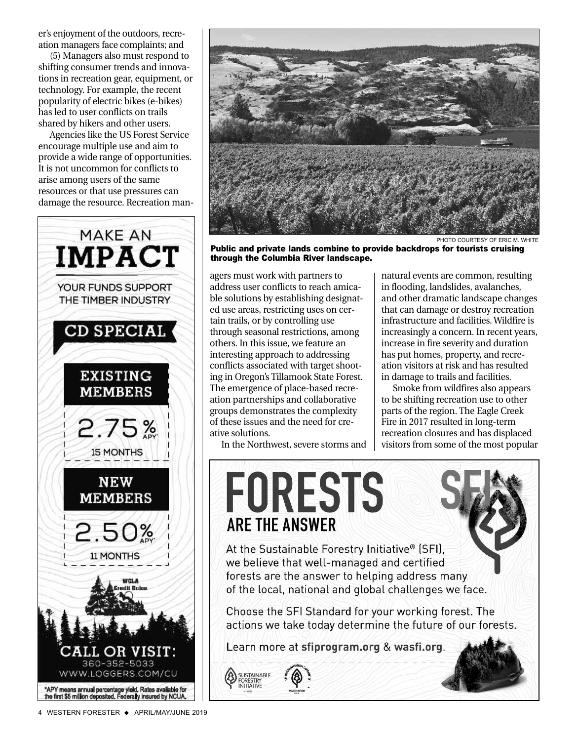er's enjoyment of the outdoors, recreation managers face complaints; and

(5) Managers also must respond to shifting consumer trends and innovations in recreation gear, equipment, or technology. For example, the recent popularity of electric bikes (e-bikes) has led to user conflicts on trails shared by hikers and other users.

Agencies like the US Forest Service encourage multiple use and aim to provide a wide range of opportunities. It is not uncommon for conflicts to arise among users of the same resources or that use pressures can damage the resource. Recreation managers must work with partners to address user conflicts to reach amicable solutions by establishing designated use areas, restricting uses on certain trails, or by controlling use through seasonal restrictions, among others. In this issue, we feature an interesting approach to addressing conflicts associated with target shooting in Oregon's Tillamook State Forest. The emergence of place-based recreation partnerships and collaborative groups demonstrates the complexity of these issues and the need for creative solutions.

In the Northwest, severe storms and natural events are common, resulting in flooding, landslides, avalanches, and other dramatic landscape changes that can damage or destroy recreation infrastructure and facilities. Wildfire is increasingly a concern. In recent years, increase in fire severity and duration has put homes, property, and recreation visitors at risk and has resulted in damage to trails and facilities.

Smoke from wildfires also appears to be shifting recreation use to other parts of the region. The Eagle Creek Fire in 2017 resulted in long-term recreation closures and has displaced visitors from some of the most popular

PHOTO COURTESY OF ERIC M. WHITE

**Public and private lands combine to provide backdrops for tourists cruising through the Columbia River landscape.**

MAKE AN **IMPACT**

YOUR FUNDS SUPPORT THE TIMBER INDUSTRY

**CD SPECIAL**

**EXISTING MEMBERS**

2.75% APY*

15 MONTHS

**NEW MEMBERS**

2.50% APY*

11 MONTHS

WCLA Credit Union

**CALL OR VISIT:**
360-352-5033
WWW.LOGGERS.COM/CU

*APY means annual percentage yield. Rates available for the first $5 million deposited. Federally insured by NCUA.

# FORESTS ARE THE ANSWER

At the Sustainable Forestry Initiative® (SFI), we believe that well-managed and certified forests are the answer to helping address many of the local, national and global challenges we face.

Choose the SFI Standard for your working forest. The actions we take today determine the future of our forests.

Learn more at **sfiprogram.org** & **wasfi.org**.

SUSTAINABLE FORESTRY INITIATIVE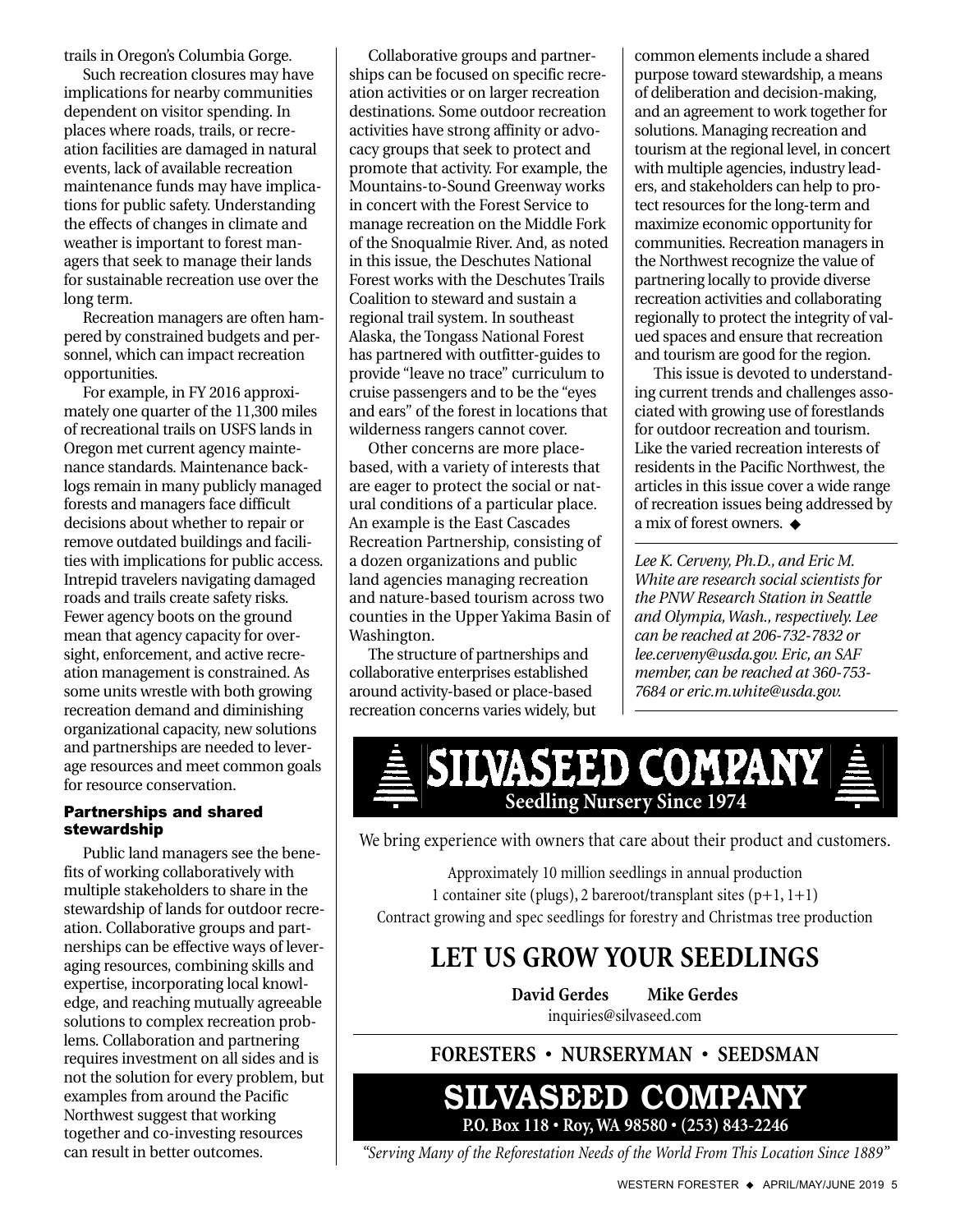trails in Oregon's Columbia Gorge.

Such recreation closures may have implications for nearby communities dependent on visitor spending. In places where roads, trails, or recreation facilities are damaged in natural events, lack of available recreation maintenance funds may have implications for public safety. Understanding the effects of changes in climate and weather is important to forest managers that seek to manage their lands for sustainable recreation use over the long term.

Recreation managers are often hampered by constrained budgets and personnel, which can impact recreation opportunities.

For example, in FY 2016 approximately one quarter of the 11,300 miles of recreational trails on USFS lands in Oregon met current agency maintenance standards. Maintenance backlogs remain in many publicly managed forests and managers face difficult decisions about whether to repair or remove outdated buildings and facilities with implications for public access. Intrepid travelers navigating damaged roads and trails create safety risks. Fewer agency boots on the ground mean that agency capacity for oversight, enforcement, and active recreation management is constrained. As some units wrestle with both growing recreation demand and diminishing organizational capacity, new solutions and partnerships are needed to leverage resources and meet common goals for resource conservation.

### Partnerships and shared stewardship

Public land managers see the benefits of working collaboratively with multiple stakeholders to share in the stewardship of lands for outdoor recreation. Collaborative groups and partnerships can be effective ways of leveraging resources, combining skills and expertise, incorporating local knowledge, and reaching mutually agreeable solutions to complex recreation problems. Collaboration and partnering requires investment on all sides and is not the solution for every problem, but examples from around the Pacific Northwest suggest that working together and co-investing resources can result in better outcomes.

Collaborative groups and partnerships can be focused on specific recreation activities or on larger recreation destinations. Some outdoor recreation activities have strong affinity or advocacy groups that seek to protect and promote that activity. For example, the Mountains-to-Sound Greenway works in concert with the Forest Service to manage recreation on the Middle Fork of the Snoqualmie River. And, as noted in this issue, the Deschutes National Forest works with the Deschutes Trails Coalition to steward and sustain a regional trail system. In southeast Alaska, the Tongass National Forest has partnered with outfitter-guides to provide "leave no trace" curriculum to cruise passengers and to be the "eyes and ears" of the forest in locations that wilderness rangers cannot cover.

Other concerns are more place-based, with a variety of interests that are eager to protect the social or natural conditions of a particular place. An example is the East Cascades Recreation Partnership, consisting of a dozen organizations and public land agencies managing recreation and nature-based tourism across two counties in the Upper Yakima Basin of Washington.

The structure of partnerships and collaborative enterprises established around activity-based or place-based recreation concerns varies widely, but common elements include a shared purpose toward stewardship, a means of deliberation and decision-making, and an agreement to work together for solutions. Managing recreation and tourism at the regional level, in concert with multiple agencies, industry leaders, and stakeholders can help to protect resources for the long-term and maximize economic opportunity for communities. Recreation managers in the Northwest recognize the value of partnering locally to provide diverse recreation activities and collaborating regionally to protect the integrity of valued spaces and ensure that recreation and tourism are good for the region.

This issue is devoted to understanding current trends and challenges associated with growing use of forestlands for outdoor recreation and tourism. Like the varied recreation interests of residents in the Pacific Northwest, the articles in this issue cover a wide range of recreation issues being addressed by a mix of forest owners. ◆

*Lee K. Cerveny, Ph.D., and Eric M. White are research social scientists for the PNW Research Station in Seattle and Olympia, Wash., respectively. Lee can be reached at 206-732-7832 or lee.cerveny@usda.gov. Eric, an SAF member, can be reached at 360-753-7684 or eric.m.white@usda.gov.*

---

**SILVASEED COMPANY**
**Seedling Nursery Since 1974**

We bring experience with owners that care about their product and customers.

Approximately 10 million seedlings in annual production
1 container site (plugs), 2 bareroot/transplant sites (p+1, 1+1)
Contract growing and spec seedlings for forestry and Christmas tree production

**LET US GROW YOUR SEEDLINGS**

**David Gerdes** **Mike Gerdes**
inquiries@silvaseed.com

**FORESTERS • NURSERYMAN • SEEDSMAN**

**SILVASEED COMPANY**
**P.O. Box 118 • Roy, WA 98580 • (253) 843-2246**

*"Serving Many of the Reforestation Needs of the World From This Location Since 1889"*